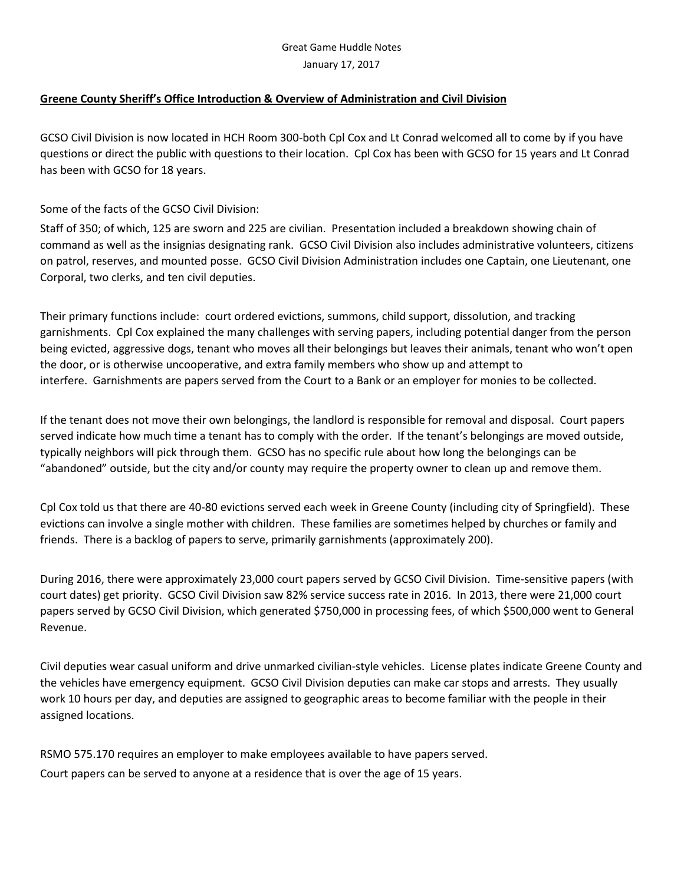Great Game Huddle Notes

January 17, 2017

**Greene County Sheriff's Office Introduction & Overview of Administration and Civil Division**

GCSO Civil Division is now located in HCH Room 300-both Cpl Cox and Lt Conrad welcomed all to come by if you have questions or direct the public with questions to their location. Cpl Cox has been with GCSO for 15 years and Lt Conrad has been with GCSO for 18 years.

Some of the facts of the GCSO Civil Division:

Staff of 350; of which, 125 are sworn and 225 are civilian. Presentation included a breakdown showing chain of command as well as the insignias designating rank. GCSO Civil Division also includes administrative volunteers, citizens on patrol, reserves, and mounted posse. GCSO Civil Division Administration includes one Captain, one Lieutenant, one Corporal, two clerks, and ten civil deputies.

Their primary functions include: court ordered evictions, summons, child support, dissolution, and tracking garnishments. Cpl Cox explained the many challenges with serving papers, including potential danger from the person being evicted, aggressive dogs, tenant who moves all their belongings but leaves their animals, tenant who won't open the door, or is otherwise uncooperative, and extra family members who show up and attempt to interfere. Garnishments are papers served from the Court to a Bank or an employer for monies to be collected.

If the tenant does not move their own belongings, the landlord is responsible for removal and disposal. Court papers served indicate how much time a tenant has to comply with the order. If the tenant's belongings are moved outside, typically neighbors will pick through them. GCSO has no specific rule about how long the belongings can be "abandoned" outside, but the city and/or county may require the property owner to clean up and remove them.

Cpl Cox told us that there are 40-80 evictions served each week in Greene County (including city of Springfield). These evictions can involve a single mother with children. These families are sometimes helped by churches or family and friends. There is a backlog of papers to serve, primarily garnishments (approximately 200).

During 2016, there were approximately 23,000 court papers served by GCSO Civil Division. Time-sensitive papers (with court dates) get priority. GCSO Civil Division saw 82% service success rate in 2016. In 2013, there were 21,000 court papers served by GCSO Civil Division, which generated $750,000 in processing fees, of which $500,000 went to General Revenue.

Civil deputies wear casual uniform and drive unmarked civilian-style vehicles. License plates indicate Greene County and the vehicles have emergency equipment. GCSO Civil Division deputies can make car stops and arrests. They usually work 10 hours per day, and deputies are assigned to geographic areas to become familiar with the people in their assigned locations.

RSMO 575.170 requires an employer to make employees available to have papers served.

Court papers can be served to anyone at a residence that is over the age of 15 years.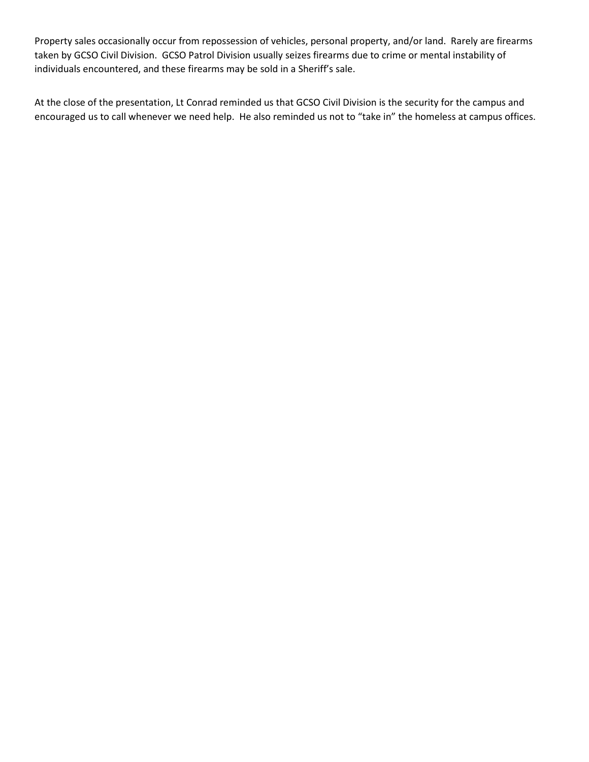Property sales occasionally occur from repossession of vehicles, personal property, and/or land. Rarely are firearms taken by GCSO Civil Division. GCSO Patrol Division usually seizes firearms due to crime or mental instability of individuals encountered, and these firearms may be sold in a Sheriff's sale.

At the close of the presentation, Lt Conrad reminded us that GCSO Civil Division is the security for the campus and encouraged us to call whenever we need help. He also reminded us not to "take in" the homeless at campus offices.